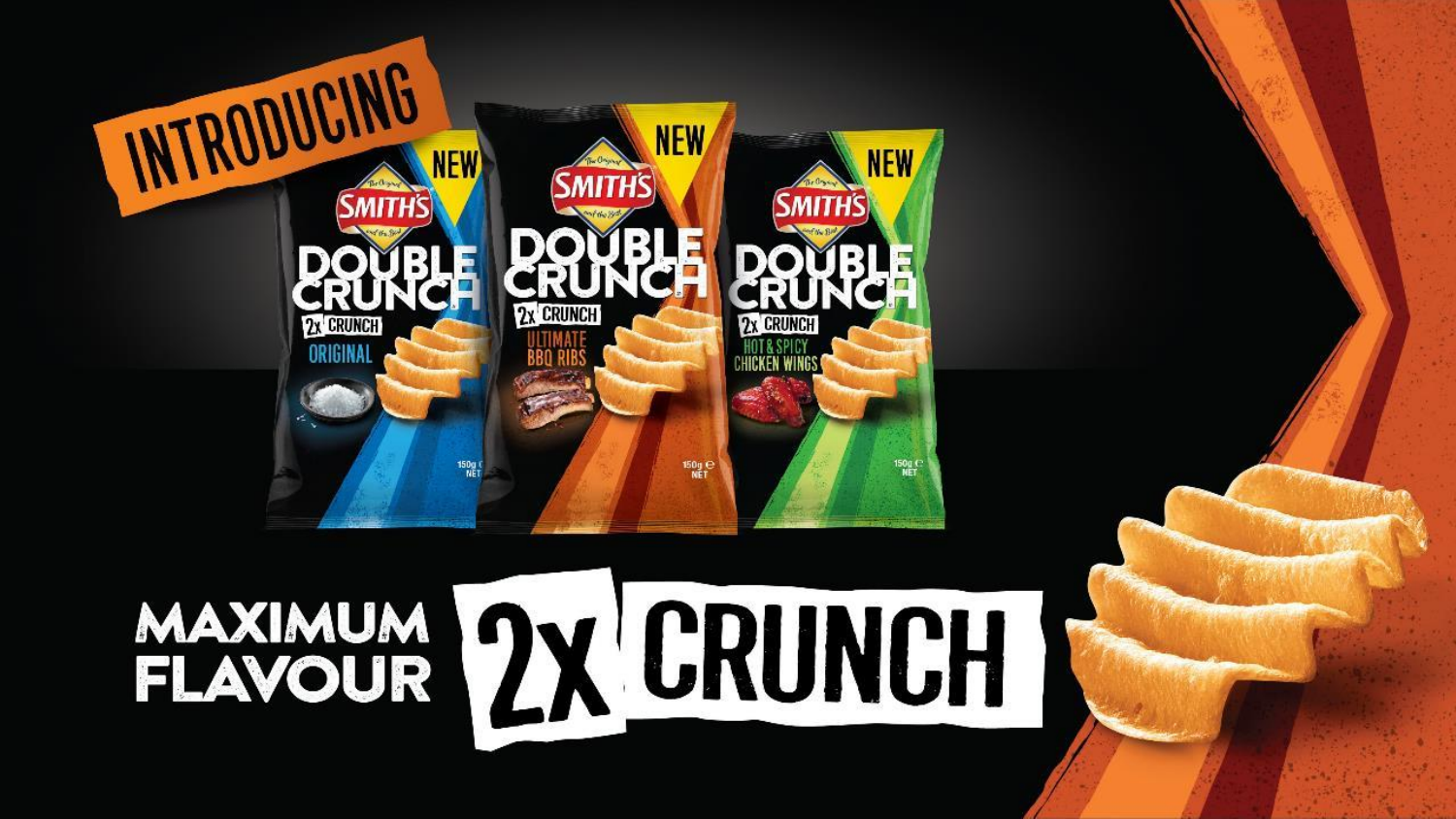INTRODUCING

NEW

SMITH'S

DOUBLE CRUNCH

2x CRUNCH

ORIGINAL

150g NET

NEW

SMITH'S

DOUBLE CRUNCH

2x CRUNCH

ULTIMATE BBQ RIBS

150g NET

NEW

SMITH'S

DOUBLE CRUNCH

2x CRUNCH

HOT & SPICY CHICKEN WINGS

150g NET

MAXIMUM FLAVOUR

2x CRUNCH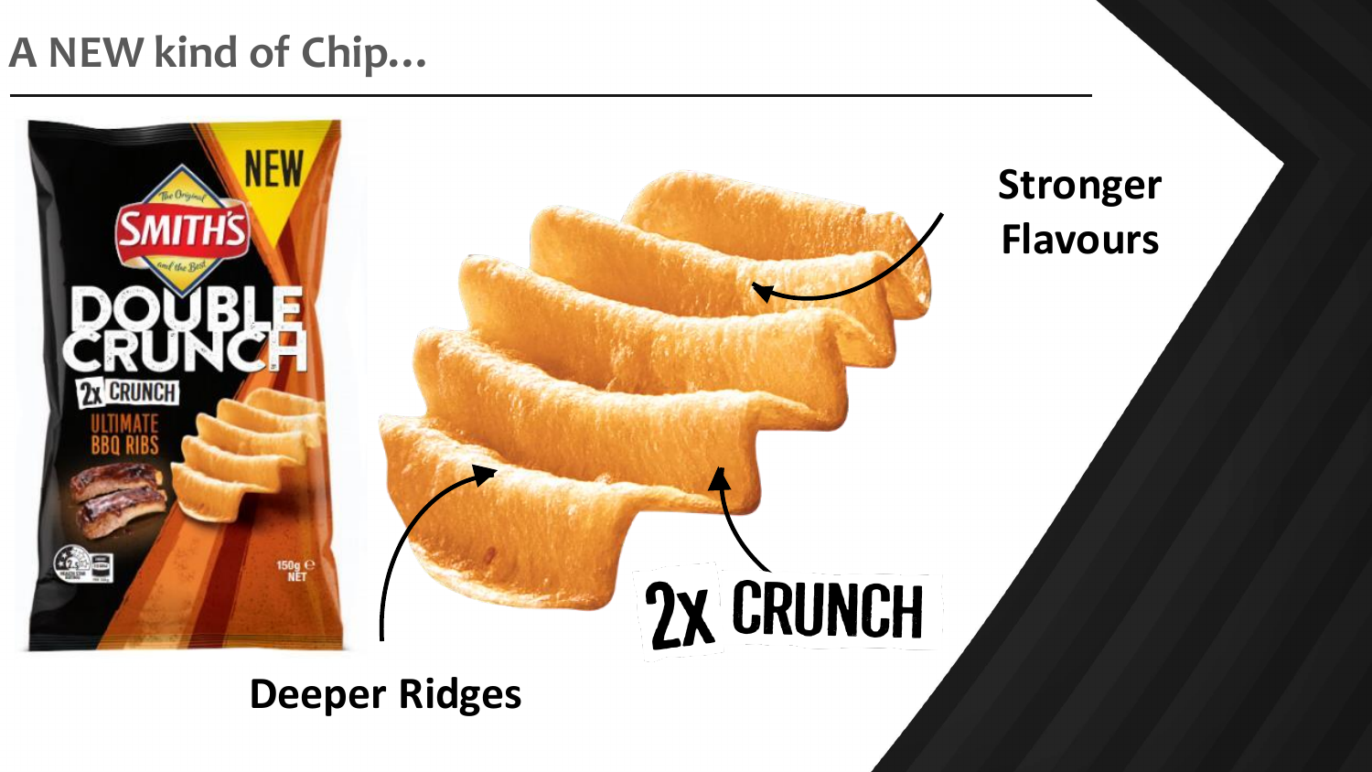# A NEW kind of Chip…

Stronger Flavours

2x CRUNCH

Deeper Ridges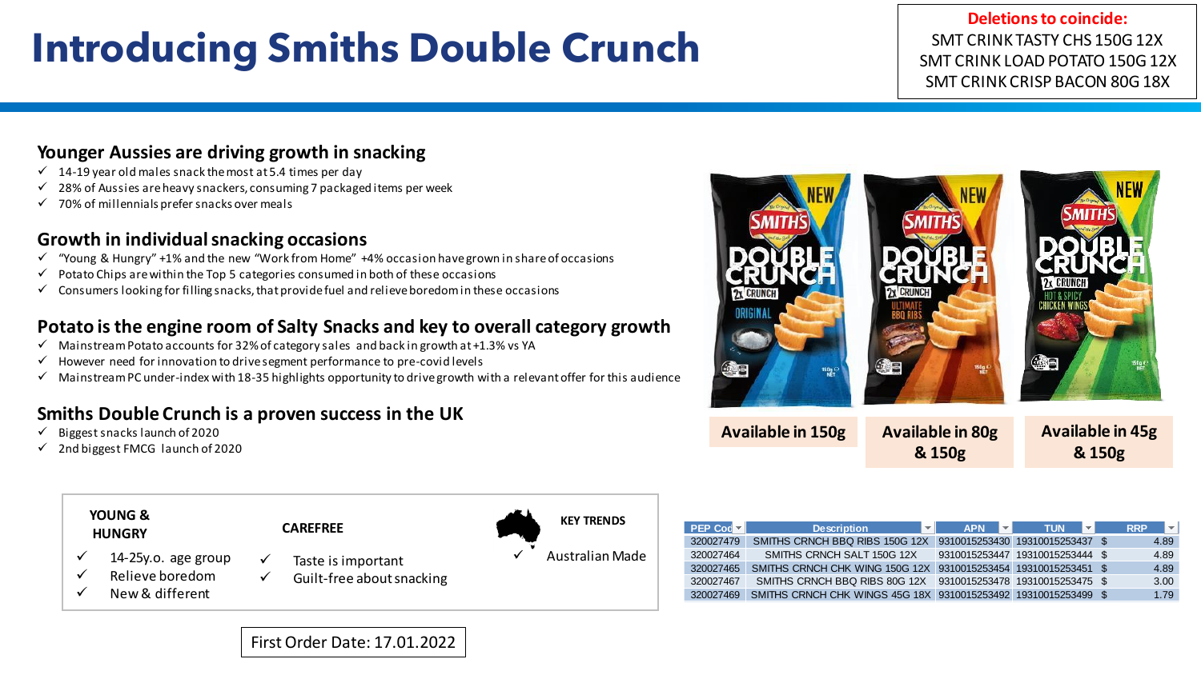# Introducing Smiths Double Crunch

**Deletions to coincide:**
SMT CRINK TASTY CHS 150G 12X
SMT CRINK LOAD POTATO 150G 12X
SMT CRINK CRISP BACON 80G 18X

## Younger Aussies are driving growth in snacking

- ✓ 14-19 year old males snack the most at 5.4 times per day
- ✓ 28% of Aussies are heavy snackers, consuming 7 packaged items per week
- ✓ 70% of millennials prefer snacks over meals

## Growth in individual snacking occasions

- ✓ "Young & Hungry" +1% and the new "Work from Home" +4% occasion have grown in share of occasions
- ✓ Potato Chips are within the Top 5 categories consumed in both of these occasions
- ✓ Consumers looking for filling snacks, that provide fuel and relieve boredom in these occasions

## Potato is the engine room of Salty Snacks and key to overall category growth

- ✓ Mainstream Potato accounts for 32% of category sales and back in growth at +1.3% vs YA
- ✓ However need for innovation to drive segment performance to pre-covid levels
- ✓ Mainstream PC under-index with 18-35 highlights opportunity to drive growth with a relevant offer for this audience

## Smiths Double Crunch is a proven success in the UK

- ✓ Biggest snacks launch of 2020
- ✓ 2nd biggest FMCG launch of 2020

**Available in 150g**

**Available in 80g & 150g**

**Available in 45g & 150g**

**YOUNG & HUNGRY**
- ✓ 14-25y.o. age group
- ✓ Relieve boredom
- ✓ New & different

**CAREFREE**
- ✓ Taste is important
- ✓ Guilt-free about snacking

**KEY TRENDS**
- ✓ Australian Made

| PEP Cod | Description | APN | TUN | RRP |
|---|---|---|---|---|
| 320027479 | SMITHS CRNCH BBQ RIBS 150G 12X | 9310015253430 | 19310015253437 | $ 4.89 |
| 320027464 | SMITHS CRNCH SALT 150G 12X | 9310015253447 | 19310015253444 | $ 4.89 |
| 320027465 | SMITHS CRNCH CHK WING 150G 12X | 9310015253454 | 19310015253451 | $ 4.89 |
| 320027467 | SMITHS CRNCH BBQ RIBS 80G 12X | 9310015253478 | 19310015253475 | $ 3.00 |
| 320027469 | SMITHS CRNCH CHK WINGS 45G 18X | 9310015253492 | 19310015253499 | $ 1.79 |

First Order Date: 17.01.2022